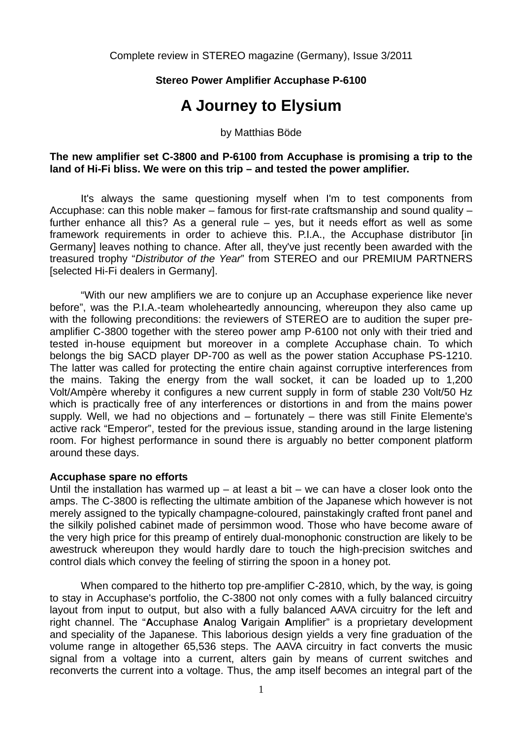Complete review in STEREO magazine (Germany), Issue 3/2011

**Stereo Power Amplifier Accuphase P-6100**

# A Journey to Elysium

by Matthias Böde

**The new amplifier set C-3800 and P-6100 from Accuphase is promising a trip to the land of Hi-Fi bliss. We were on this trip – and tested the power amplifier.**

It's always the same questioning myself when I'm to test components from Accuphase: can this noble maker – famous for first-rate craftsmanship and sound quality – further enhance all this? As a general rule – yes, but it needs effort as well as some framework requirements in order to achieve this. P.I.A., the Accuphase distributor [in Germany] leaves nothing to chance. After all, they've just recently been awarded with the treasured trophy "*Distributor of the Year*" from STEREO and our PREMIUM PARTNERS [selected Hi-Fi dealers in Germany].

"With our new amplifiers we are to conjure up an Accuphase experience like never before", was the P.I.A.-team wholeheartedly announcing, whereupon they also came up with the following preconditions: the reviewers of STEREO are to audition the super pre-amplifier C-3800 together with the stereo power amp P-6100 not only with their tried and tested in-house equipment but moreover in a complete Accuphase chain. To which belongs the big SACD player DP-700 as well as the power station Accuphase PS-1210. The latter was called for protecting the entire chain against corruptive interferences from the mains. Taking the energy from the wall socket, it can be loaded up to 1,200 Volt/Ampère whereby it configures a new current supply in form of stable 230 Volt/50 Hz which is practically free of any interferences or distortions in and from the mains power supply. Well, we had no objections and – fortunately – there was still Finite Elemente's active rack "Emperor", tested for the previous issue, standing around in the large listening room. For highest performance in sound there is arguably no better component platform around these days.

**Accuphase spare no efforts**

Until the installation has warmed up – at least a bit – we can have a closer look onto the amps. The C-3800 is reflecting the ultimate ambition of the Japanese which however is not merely assigned to the typically champagne-coloured, painstakingly crafted front panel and the silkily polished cabinet made of persimmon wood. Those who have become aware of the very high price for this preamp of entirely dual-monophonic construction are likely to be awestruck whereupon they would hardly dare to touch the high-precision switches and control dials which convey the feeling of stirring the spoon in a honey pot.

When compared to the hitherto top pre-amplifier C-2810, which, by the way, is going to stay in Accuphase's portfolio, the C-3800 not only comes with a fully balanced circuitry layout from input to output, but also with a fully balanced AAVA circuitry for the left and right channel. The "**A**ccuphase **A**nalog **V**arigain **A**mplifier" is a proprietary development and speciality of the Japanese. This laborious design yields a very fine graduation of the volume range in altogether 65,536 steps. The AAVA circuitry in fact converts the music signal from a voltage into a current, alters gain by means of current switches and reconverts the current into a voltage. Thus, the amp itself becomes an integral part of the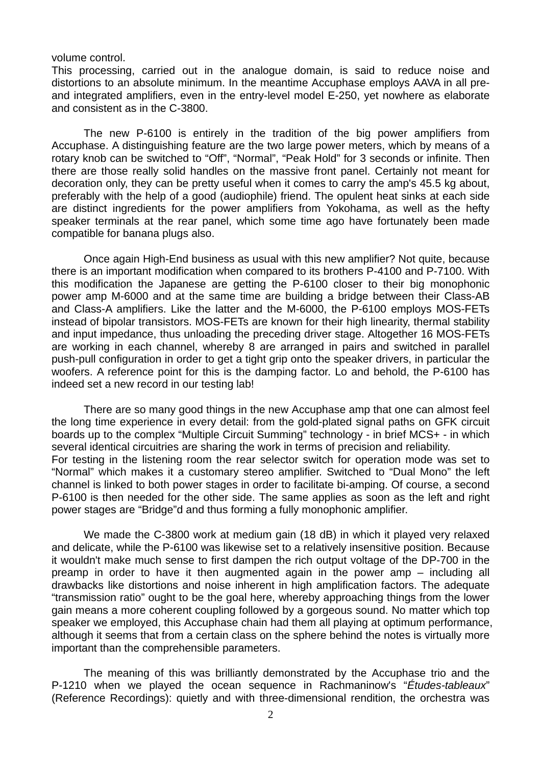volume control.
This processing, carried out in the analogue domain, is said to reduce noise and distortions to an absolute minimum. In the meantime Accuphase employs AAVA in all pre- and integrated amplifiers, even in the entry-level model E-250, yet nowhere as elaborate and consistent as in the C-3800.

The new P-6100 is entirely in the tradition of the big power amplifiers from Accuphase. A distinguishing feature are the two large power meters, which by means of a rotary knob can be switched to “Off”, “Normal”, “Peak Hold” for 3 seconds or infinite. Then there are those really solid handles on the massive front panel. Certainly not meant for decoration only, they can be pretty useful when it comes to carry the amp's 45.5 kg about, preferably with the help of a good (audiophile) friend. The opulent heat sinks at each side are distinct ingredients for the power amplifiers from Yokohama, as well as the hefty speaker terminals at the rear panel, which some time ago have fortunately been made compatible for banana plugs also.

Once again High-End business as usual with this new amplifier? Not quite, because there is an important modification when compared to its brothers P-4100 and P-7100. With this modification the Japanese are getting the P-6100 closer to their big monophonic power amp M-6000 and at the same time are building a bridge between their Class-AB and Class-A amplifiers. Like the latter and the M-6000, the P-6100 employs MOS-FETs instead of bipolar transistors. MOS-FETs are known for their high linearity, thermal stability and input impedance, thus unloading the preceding driver stage. Altogether 16 MOS-FETs are working in each channel, whereby 8 are arranged in pairs and switched in parallel push-pull configuration in order to get a tight grip onto the speaker drivers, in particular the woofers. A reference point for this is the damping factor. Lo and behold, the P-6100 has indeed set a new record in our testing lab!

There are so many good things in the new Accuphase amp that one can almost feel the long time experience in every detail: from the gold-plated signal paths on GFK circuit boards up to the complex “Multiple Circuit Summing” technology - in brief MCS+ - in which several identical circuitries are sharing the work in terms of precision and reliability.
For testing in the listening room the rear selector switch for operation mode was set to “Normal” which makes it a customary stereo amplifier. Switched to “Dual Mono” the left channel is linked to both power stages in order to facilitate bi-amping. Of course, a second P-6100 is then needed for the other side. The same applies as soon as the left and right power stages are “Bridge”d and thus forming a fully monophonic amplifier.

We made the C-3800 work at medium gain (18 dB) in which it played very relaxed and delicate, while the P-6100 was likewise set to a relatively insensitive position. Because it wouldn't make much sense to first dampen the rich output voltage of the DP-700 in the preamp in order to have it then augmented again in the power amp – including all drawbacks like distortions and noise inherent in high amplification factors. The adequate “transmission ratio” ought to be the goal here, whereby approaching things from the lower gain means a more coherent coupling followed by a gorgeous sound. No matter which top speaker we employed, this Accuphase chain had them all playing at optimum performance, although it seems that from a certain class on the sphere behind the notes is virtually more important than the comprehensible parameters.

The meaning of this was brilliantly demonstrated by the Accuphase trio and the P-1210 when we played the ocean sequence in Rachmaninow's “*Études-tableaux*” (Reference Recordings): quietly and with three-dimensional rendition, the orchestra was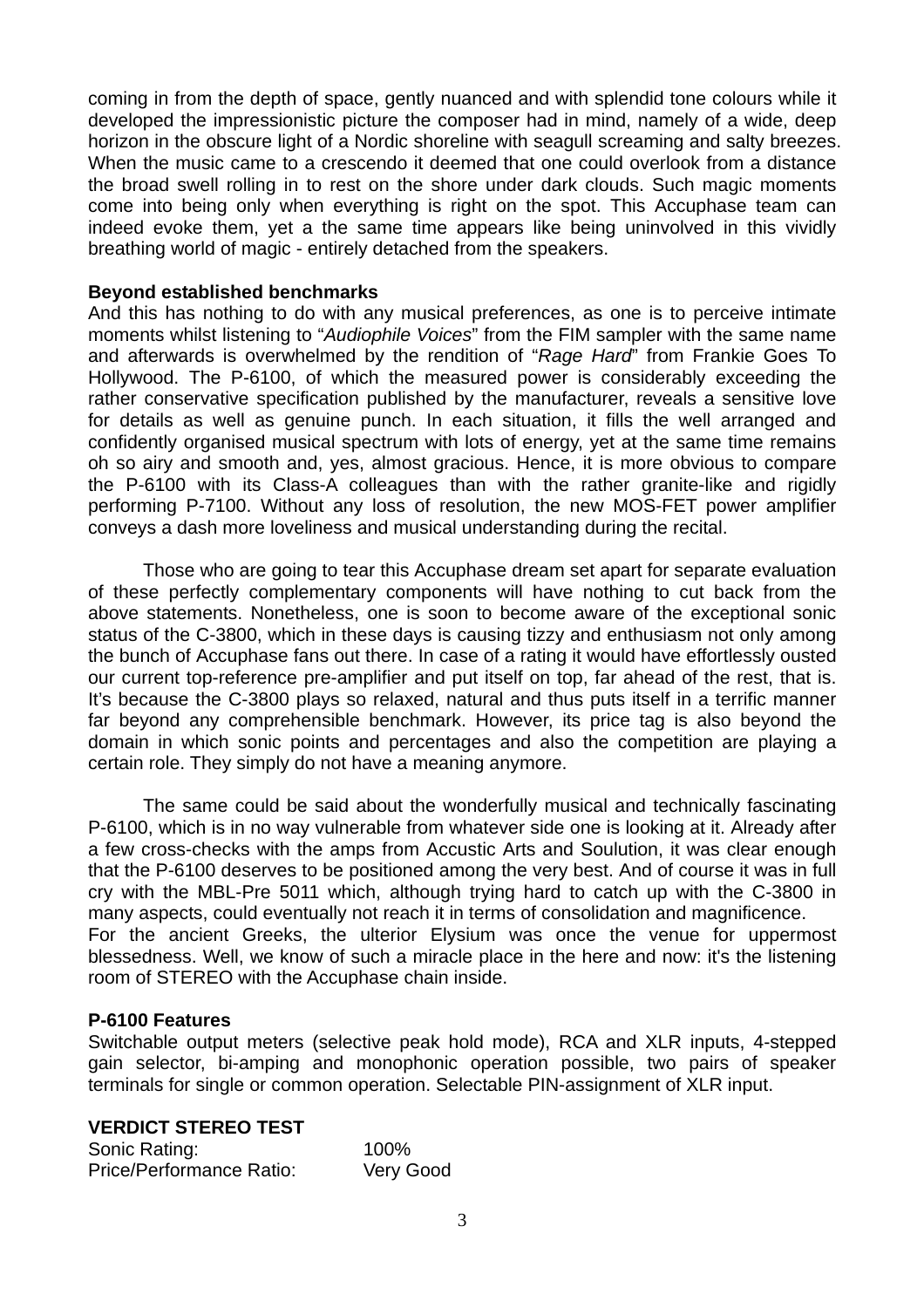coming in from the depth of space, gently nuanced and with splendid tone colours while it developed the impressionistic picture the composer had in mind, namely of a wide, deep horizon in the obscure light of a Nordic shoreline with seagull screaming and salty breezes. When the music came to a crescendo it deemed that one could overlook from a distance the broad swell rolling in to rest on the shore under dark clouds. Such magic moments come into being only when everything is right on the spot. This Accuphase team can indeed evoke them, yet a the same time appears like being uninvolved in this vividly breathing world of magic - entirely detached from the speakers.

**Beyond established benchmarks**

And this has nothing to do with any musical preferences, as one is to perceive intimate moments whilst listening to "*Audiophile Voices*" from the FIM sampler with the same name and afterwards is overwhelmed by the rendition of "*Rage Hard*" from Frankie Goes To Hollywood. The P-6100, of which the measured power is considerably exceeding the rather conservative specification published by the manufacturer, reveals a sensitive love for details as well as genuine punch. In each situation, it fills the well arranged and confidently organised musical spectrum with lots of energy, yet at the same time remains oh so airy and smooth and, yes, almost gracious. Hence, it is more obvious to compare the P-6100 with its Class-A colleagues than with the rather granite-like and rigidly performing P-7100. Without any loss of resolution, the new MOS-FET power amplifier conveys a dash more loveliness and musical understanding during the recital.

Those who are going to tear this Accuphase dream set apart for separate evaluation of these perfectly complementary components will have nothing to cut back from the above statements. Nonetheless, one is soon to become aware of the exceptional sonic status of the C-3800, which in these days is causing tizzy and enthusiasm not only among the bunch of Accuphase fans out there. In case of a rating it would have effortlessly ousted our current top-reference pre-amplifier and put itself on top, far ahead of the rest, that is. It's because the C-3800 plays so relaxed, natural and thus puts itself in a terrific manner far beyond any comprehensible benchmark. However, its price tag is also beyond the domain in which sonic points and percentages and also the competition are playing a certain role. They simply do not have a meaning anymore.

The same could be said about the wonderfully musical and technically fascinating P-6100, which is in no way vulnerable from whatever side one is looking at it. Already after a few cross-checks with the amps from Accustic Arts and Soulution, it was clear enough that the P-6100 deserves to be positioned among the very best. And of course it was in full cry with the MBL-Pre 5011 which, although trying hard to catch up with the C-3800 in many aspects, could eventually not reach it in terms of consolidation and magnificence.
For the ancient Greeks, the ulterior Elysium was once the venue for uppermost blessedness. Well, we know of such a miracle place in the here and now: it's the listening room of STEREO with the Accuphase chain inside.

**P-6100 Features**

Switchable output meters (selective peak hold mode), RCA and XLR inputs, 4-stepped gain selector, bi-amping and monophonic operation possible, two pairs of speaker terminals for single or common operation. Selectable PIN-assignment of XLR input.

**VERDICT STEREO TEST**

| | |
|---|---|
| Sonic Rating: | 100% |
| Price/Performance Ratio: | Very Good |